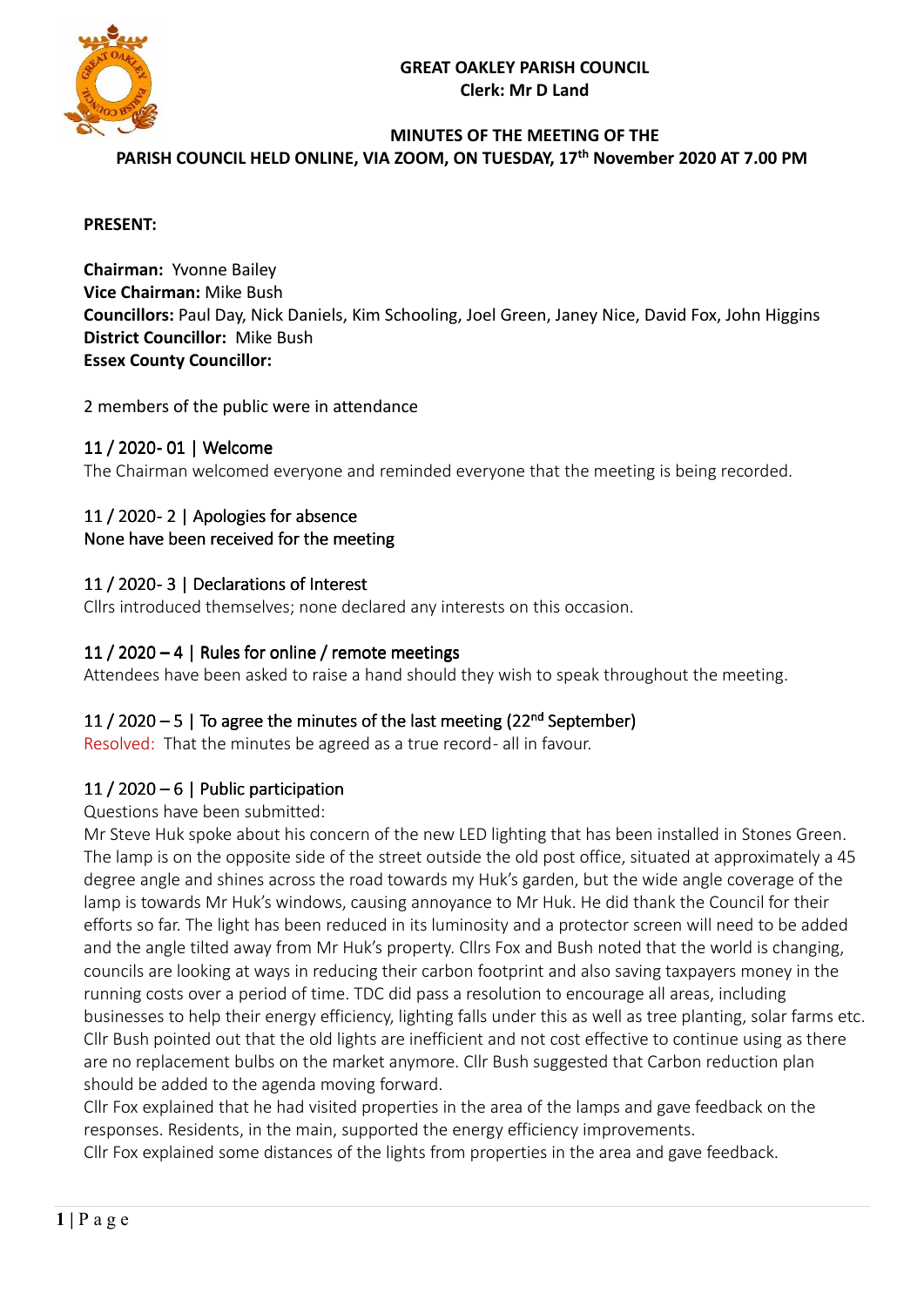**GREAT OAKLEY PARISH COUNCIL**
**Clerk: Mr D Land**

**MINUTES OF THE MEETING OF THE PARISH COUNCIL HELD ONLINE, VIA ZOOM, ON TUESDAY, 17th November 2020 AT 7.00 PM**

**PRESENT:**

**Chairman:** Yvonne Bailey
**Vice Chairman:** Mike Bush
**Councillors:** Paul Day, Nick Daniels, Kim Schooling, Joel Green, Janey Nice, David Fox, John Higgins
**District Councillor:** Mike Bush
**Essex County Councillor:**

2 members of the public were in attendance

## 11 / 2020- 01 | Welcome

The Chairman welcomed everyone and reminded everyone that the meeting is being recorded.

## 11 / 2020- 2 | Apologies for absence

None have been received for the meeting

## 11 / 2020- 3 | Declarations of Interest

Cllrs introduced themselves; none declared any interests on this occasion.

## 11 / 2020 – 4 | Rules for online / remote meetings

Attendees have been asked to raise a hand should they wish to speak throughout the meeting.

## 11 / 2020 – 5 | To agree the minutes of the last meeting (22nd September)

Resolved: That the minutes be agreed as a true record- all in favour.

## 11 / 2020 – 6 | Public participation

Questions have been submitted:

Mr Steve Huk spoke about his concern of the new LED lighting that has been installed in Stones Green. The lamp is on the opposite side of the street outside the old post office, situated at approximately a 45 degree angle and shines across the road towards my Huk's garden, but the wide angle coverage of the lamp is towards Mr Huk's windows, causing annoyance to Mr Huk. He did thank the Council for their efforts so far. The light has been reduced in its luminosity and a protector screen will need to be added and the angle tilted away from Mr Huk's property. Cllrs Fox and Bush noted that the world is changing, councils are looking at ways in reducing their carbon footprint and also saving taxpayers money in the running costs over a period of time. TDC did pass a resolution to encourage all areas, including businesses to help their energy efficiency, lighting falls under this as well as tree planting, solar farms etc. Cllr Bush pointed out that the old lights are inefficient and not cost effective to continue using as there are no replacement bulbs on the market anymore. Cllr Bush suggested that Carbon reduction plan should be added to the agenda moving forward.

Cllr Fox explained that he had visited properties in the area of the lamps and gave feedback on the responses. Residents, in the main, supported the energy efficiency improvements.

Cllr Fox explained some distances of the lights from properties in the area and gave feedback.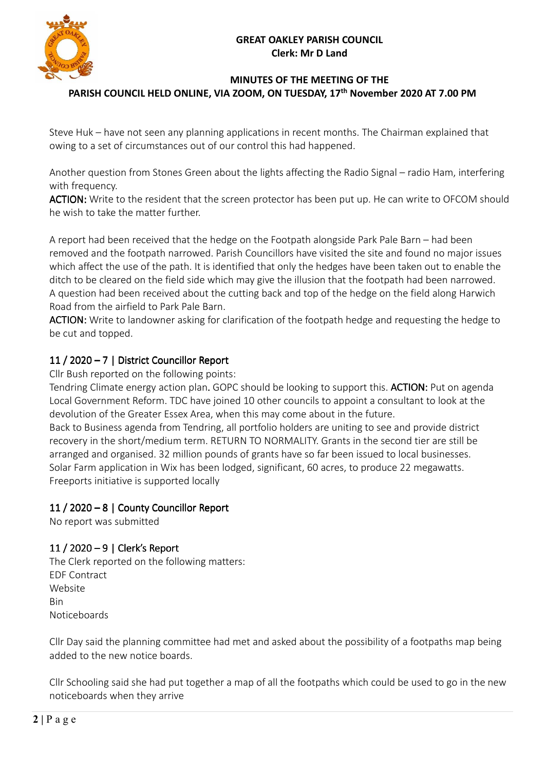Steve Huk – have not seen any planning applications in recent months. The Chairman explained that owing to a set of circumstances out of our control this had happened.

Another question from Stones Green about the lights affecting the Radio Signal – radio Ham, interfering with frequency.

**ACTION:** Write to the resident that the screen protector has been put up. He can write to OFCOM should he wish to take the matter further.

A report had been received that the hedge on the Footpath alongside Park Pale Barn – had been removed and the footpath narrowed. Parish Councillors have visited the site and found no major issues which affect the use of the path. It is identified that only the hedges have been taken out to enable the ditch to be cleared on the field side which may give the illusion that the footpath had been narrowed. A question had been received about the cutting back and top of the hedge on the field along Harwich Road from the airfield to Park Pale Barn.

**ACTION:** Write to landowner asking for clarification of the footpath hedge and requesting the hedge to be cut and topped.

## 11 / 2020 – 7 | District Councillor Report

Cllr Bush reported on the following points:

Tendring Climate energy action plan**.** GOPC should be looking to support this. **ACTION:** Put on agenda

Local Government Reform. TDC have joined 10 other councils to appoint a consultant to look at the devolution of the Greater Essex Area, when this may come about in the future.

Back to Business agenda from Tendring, all portfolio holders are uniting to see and provide district recovery in the short/medium term. RETURN TO NORMALITY. Grants in the second tier are still be arranged and organised. 32 million pounds of grants have so far been issued to local businesses.

Solar Farm application in Wix has been lodged, significant, 60 acres, to produce 22 megawatts.

Freeports initiative is supported locally

## 11 / 2020 – 8 | County Councillor Report

No report was submitted

## 11 / 2020 – 9 | Clerk's Report

The Clerk reported on the following matters:

EDF Contract
Website
Bin
Noticeboards

Cllr Day said the planning committee had met and asked about the possibility of a footpaths map being added to the new notice boards.

Cllr Schooling said she had put together a map of all the footpaths which could be used to go in the new noticeboards when they arrive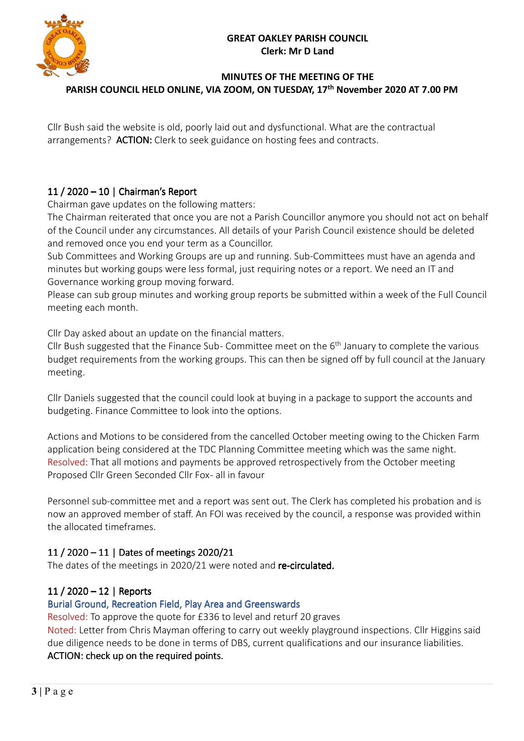Cllr Bush said the website is old, poorly laid out and dysfunctional. What are the contractual arrangements? **ACTION:** Clerk to seek guidance on hosting fees and contracts.

## 11 / 2020 – 10 | Chairman's Report

Chairman gave updates on the following matters:

The Chairman reiterated that once you are not a Parish Councillor anymore you should not act on behalf of the Council under any circumstances. All details of your Parish Council existence should be deleted and removed once you end your term as a Councillor.

Sub Committees and Working Groups are up and running. Sub-Committees must have an agenda and minutes but working goups were less formal, just requiring notes or a report. We need an IT and Governance working group moving forward.

Please can sub group minutes and working group reports be submitted within a week of the Full Council meeting each month.

Cllr Day asked about an update on the financial matters.

Cllr Bush suggested that the Finance Sub- Committee meet on the 6th January to complete the various budget requirements from the working groups. This can then be signed off by full council at the January meeting.

Cllr Daniels suggested that the council could look at buying in a package to support the accounts and budgeting. Finance Committee to look into the options.

Actions and Motions to be considered from the cancelled October meeting owing to the Chicken Farm application being considered at the TDC Planning Committee meeting which was the same night.

Resolved: That all motions and payments be approved retrospectively from the October meeting Proposed Cllr Green Seconded Cllr Fox- all in favour

Personnel sub-committee met and a report was sent out. The Clerk has completed his probation and is now an approved member of staff. An FOI was received by the council, a response was provided within the allocated timeframes.

## 11 / 2020 – 11 | Dates of meetings 2020/21

The dates of the meetings in 2020/21 were noted and **re-circulated.**

## 11 / 2020 – 12 | Reports

### Burial Ground, Recreation Field, Play Area and Greenswards

Resolved: To approve the quote for £336 to level and returf 20 graves

Noted: Letter from Chris Mayman offering to carry out weekly playground inspections. Cllr Higgins said due diligence needs to be done in terms of DBS, current qualifications and our insurance liabilities.

**ACTION: check up on the required points.**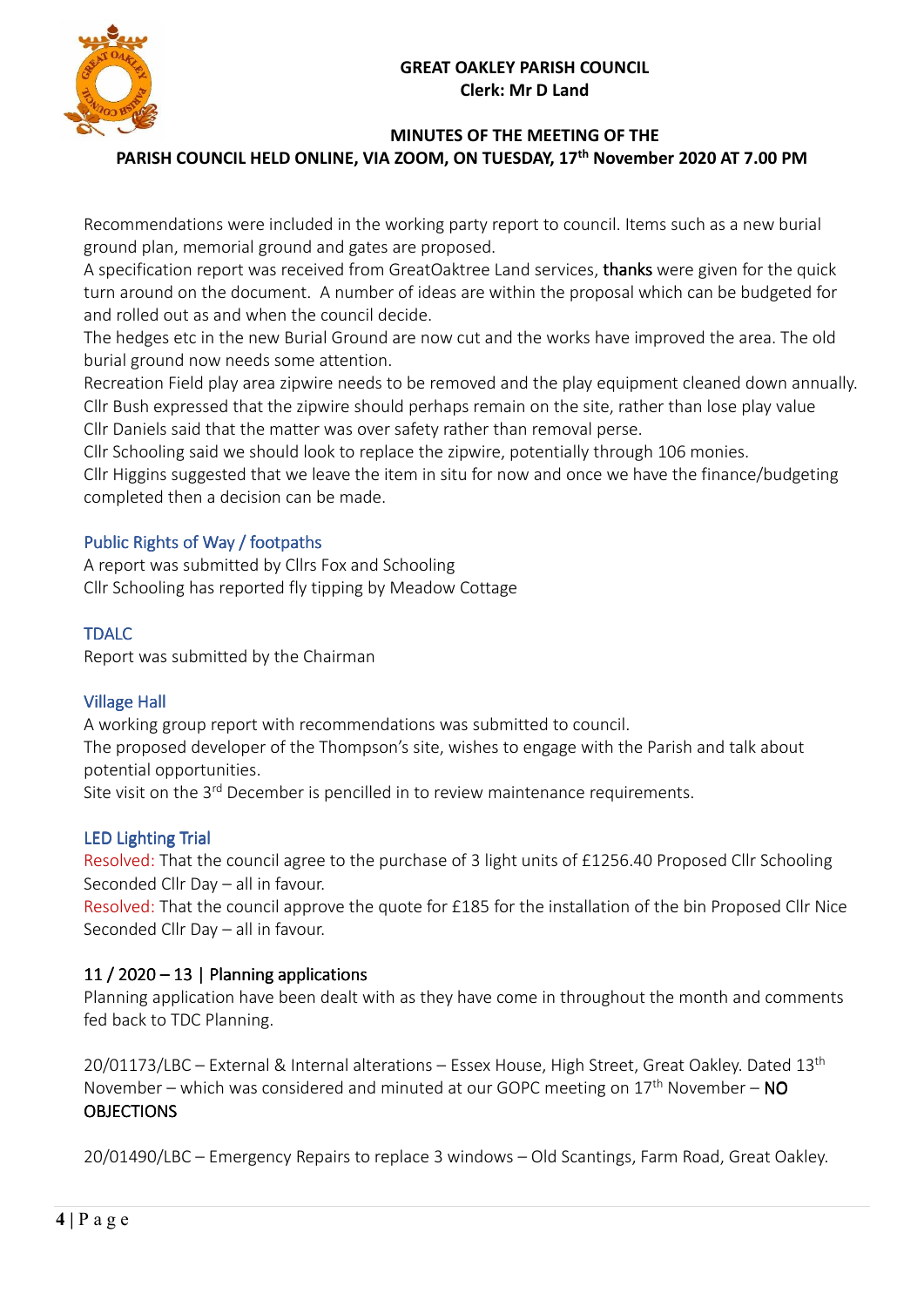**GREAT OAKLEY PARISH COUNCIL**
**Clerk: Mr D Land**

**MINUTES OF THE MEETING OF THE PARISH COUNCIL HELD ONLINE, VIA ZOOM, ON TUESDAY, 17th November 2020 AT 7.00 PM**

Recommendations were included in the working party report to council. Items such as a new burial ground plan, memorial ground and gates are proposed.
A specification report was received from GreatOaktree Land services, thanks were given for the quick turn around on the document. A number of ideas are within the proposal which can be budgeted for and rolled out as and when the council decide.
The hedges etc in the new Burial Ground are now cut and the works have improved the area. The old burial ground now needs some attention.
Recreation Field play area zipwire needs to be removed and the play equipment cleaned down annually.
Cllr Bush expressed that the zipwire should perhaps remain on the site, rather than lose play value
Cllr Daniels said that the matter was over safety rather than removal perse.
Cllr Schooling said we should look to replace the zipwire, potentially through 106 monies.
Cllr Higgins suggested that we leave the item in situ for now and once we have the finance/budgeting completed then a decision can be made.

### Public Rights of Way / footpaths

A report was submitted by Cllrs Fox and Schooling
Cllr Schooling has reported fly tipping by Meadow Cottage

### TDALC

Report was submitted by the Chairman

### Village Hall

A working group report with recommendations was submitted to council.
The proposed developer of the Thompson's site, wishes to engage with the Parish and talk about potential opportunities.
Site visit on the 3rd December is pencilled in to review maintenance requirements.

### LED Lighting Trial

Resolved: That the council agree to the purchase of 3 light units of £1256.40 Proposed Cllr Schooling Seconded Cllr Day – all in favour.
Resolved: That the council approve the quote for £185 for the installation of the bin Proposed Cllr Nice Seconded Cllr Day – all in favour.

### 11 / 2020 – 13 | Planning applications

Planning application have been dealt with as they have come in throughout the month and comments fed back to TDC Planning.

20/01173/LBC – External & Internal alterations – Essex House, High Street, Great Oakley. Dated 13th November – which was considered and minuted at our GOPC meeting on 17th November – **NO OBJECTIONS**

20/01490/LBC – Emergency Repairs to replace 3 windows – Old Scantings, Farm Road, Great Oakley.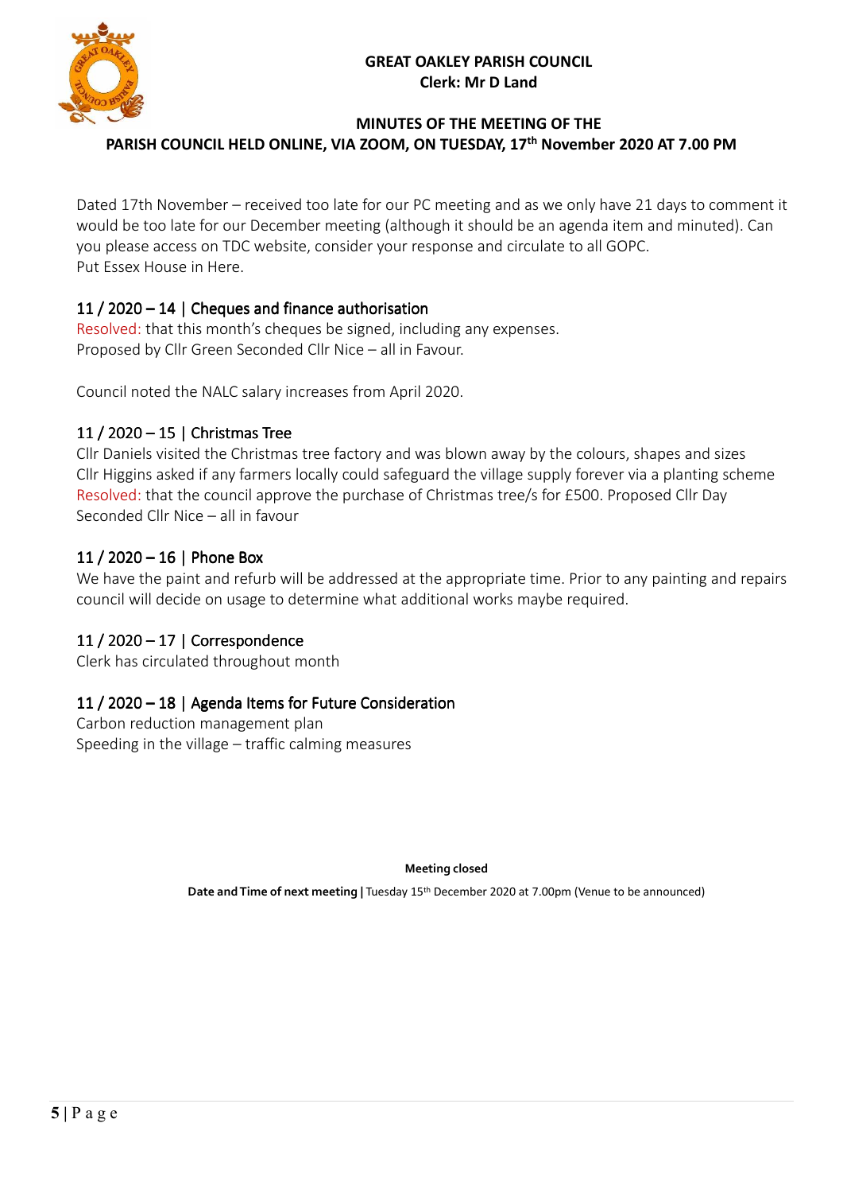**GREAT OAKLEY PARISH COUNCIL**
**Clerk: Mr D Land**

**MINUTES OF THE MEETING OF THE PARISH COUNCIL HELD ONLINE, VIA ZOOM, ON TUESDAY, 17th November 2020 AT 7.00 PM**

Dated 17th November – received too late for our PC meeting and as we only have 21 days to comment it would be too late for our December meeting (although it should be an agenda item and minuted). Can you please access on TDC website, consider your response and circulate to all GOPC.
Put Essex House in Here.

### 11 / 2020 – 14 | Cheques and finance authorisation

Resolved: that this month's cheques be signed, including any expenses.
Proposed by Cllr Green Seconded Cllr Nice – all in Favour.

Council noted the NALC salary increases from April 2020.

### 11 / 2020 – 15 | Christmas Tree

Cllr Daniels visited the Christmas tree factory and was blown away by the colours, shapes and sizes
Cllr Higgins asked if any farmers locally could safeguard the village supply forever via a planting scheme
Resolved: that the council approve the purchase of Christmas tree/s for £500. Proposed Cllr Day Seconded Cllr Nice – all in favour

### 11 / 2020 – 16 | Phone Box

We have the paint and refurb will be addressed at the appropriate time. Prior to any painting and repairs council will decide on usage to determine what additional works maybe required.

### 11 / 2020 – 17 | Correspondence

Clerk has circulated throughout month

### 11 / 2020 – 18 | Agenda Items for Future Consideration

Carbon reduction management plan
Speeding in the village – traffic calming measures

**Meeting closed**

**Date and Time of next meeting |** Tuesday 15th December 2020 at 7.00pm (Venue to be announced)